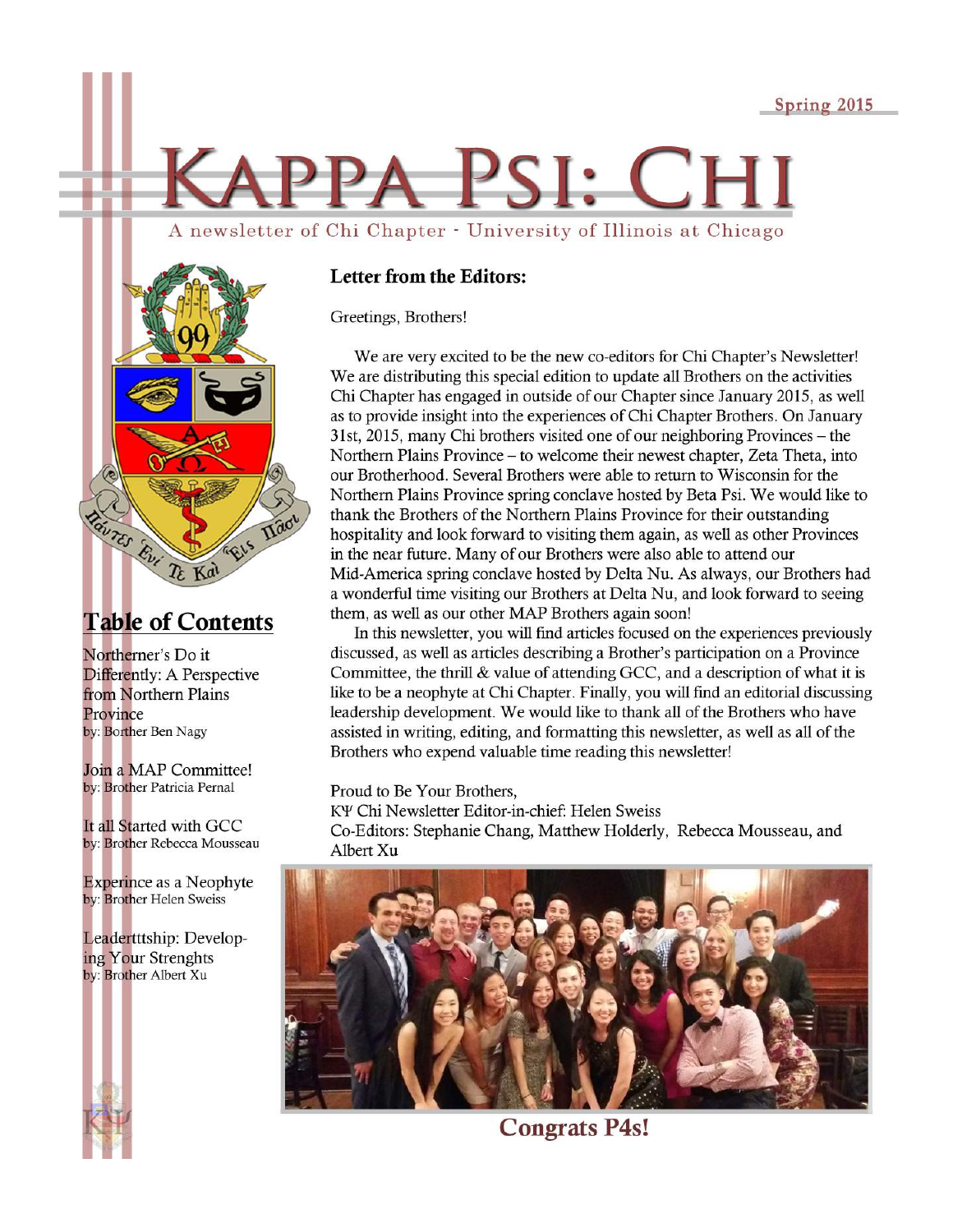Spring 2015

# KAPPA PSI: CHI

A newsletter of Chi Chapter - University of Illinois at Chicago

## Table of Contents

Northerner's Do it Differently: A Perspective from Northern Plains Province
by: Borther Ben Nagy

Join a MAP Committee!
by: Brother Patricia Pernal

It all Started with GCC
by: Brother Rebecca Mousseau

Experince as a Neophyte
by: Brother Helen Sweiss

Leadertttship: Developing Your Strenghts
by: Brother Albert Xu

## Letter from the Editors:

Greetings, Brothers!

We are very excited to be the new co-editors for Chi Chapter's Newsletter! We are distributing this special edition to update all Brothers on the activities Chi Chapter has engaged in outside of our Chapter since January 2015, as well as to provide insight into the experiences of Chi Chapter Brothers. On January 31st, 2015, many Chi brothers visited one of our neighboring Provinces – the Northern Plains Province – to welcome their newest chapter, Zeta Theta, into our Brotherhood. Several Brothers were able to return to Wisconsin for the Northern Plains Province spring conclave hosted by Beta Psi. We would like to thank the Brothers of the Northern Plains Province for their outstanding hospitality and look forward to visiting them again, as well as other Provinces in the near future. Many of our Brothers were also able to attend our Mid-America spring conclave hosted by Delta Nu. As always, our Brothers had a wonderful time visiting our Brothers at Delta Nu, and look forward to seeing them, as well as our other MAP Brothers again soon!

In this newsletter, you will find articles focused on the experiences previously discussed, as well as articles describing a Brother's participation on a Province Committee, the thrill & value of attending GCC, and a description of what it is like to be a neophyte at Chi Chapter. Finally, you will find an editorial discussing leadership development. We would like to thank all of the Brothers who have assisted in writing, editing, and formatting this newsletter, as well as all of the Brothers who expend valuable time reading this newsletter!

Proud to Be Your Brothers,
KΨ Chi Newsletter Editor-in-chief: Helen Sweiss
Co-Editors: Stephanie Chang, Matthew Holderly, Rebecca Mousseau, and Albert Xu

**Congrats P4s!**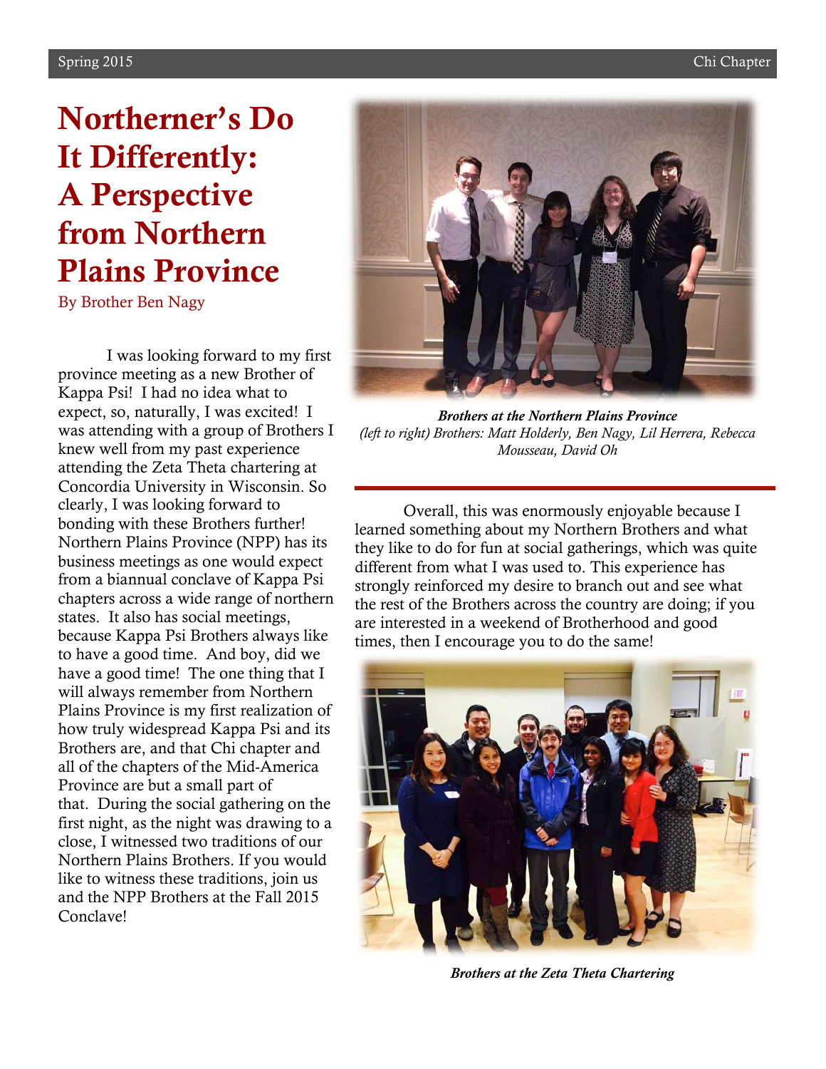# Northerner's Do It Differently: A Perspective from Northern Plains Province

By Brother Ben Nagy

I was looking forward to my first province meeting as a new Brother of Kappa Psi! I had no idea what to expect, so, naturally, I was excited! I was attending with a group of Brothers I knew well from my past experience attending the Zeta Theta chartering at Concordia University in Wisconsin. So clearly, I was looking forward to bonding with these Brothers further! Northern Plains Province (NPP) has its business meetings as one would expect from a biannual conclave of Kappa Psi chapters across a wide range of northern states. It also has social meetings, because Kappa Psi Brothers always like to have a good time. And boy, did we have a good time! The one thing that I will always remember from Northern Plains Province is my first realization of how truly widespread Kappa Psi and its Brothers are, and that Chi chapter and all of the chapters of the Mid-America Province are but a small part of that. During the social gathering on the first night, as the night was drawing to a close, I witnessed two traditions of our Northern Plains Brothers. If you would like to witness these traditions, join us and the NPP Brothers at the Fall 2015 Conclave!

***Brothers at the Northern Plains Province***
*(left to right) Brothers: Matt Holderly, Ben Nagy, Lil Herrera, Rebecca Mousseau, David Oh*

Overall, this was enormously enjoyable because I learned something about my Northern Brothers and what they like to do for fun at social gatherings, which was quite different from what I was used to. This experience has strongly reinforced my desire to branch out and see what the rest of the Brothers across the country are doing; if you are interested in a weekend of Brotherhood and good times, then I encourage you to do the same!

***Brothers at the Zeta Theta Chartering***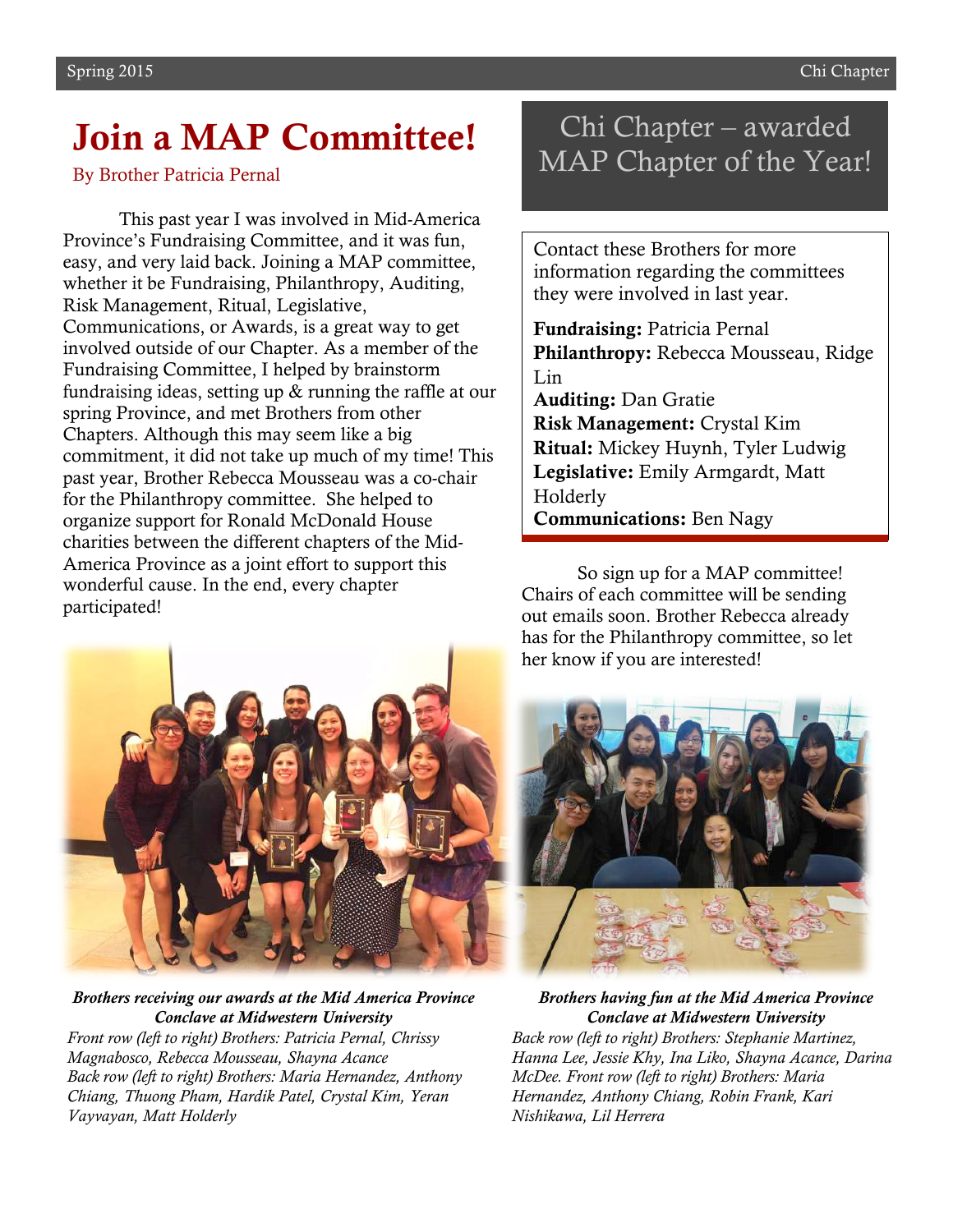# Join a MAP Committee!

By Brother Patricia Pernal

This past year I was involved in Mid-America Province's Fundraising Committee, and it was fun, easy, and very laid back. Joining a MAP committee, whether it be Fundraising, Philanthropy, Auditing, Risk Management, Ritual, Legislative, Communications, or Awards, is a great way to get involved outside of our Chapter. As a member of the Fundraising Committee, I helped by brainstorm fundraising ideas, setting up & running the raffle at our spring Province, and met Brothers from other Chapters. Although this may seem like a big commitment, it did not take up much of my time! This past year, Brother Rebecca Mousseau was a co-chair for the Philanthropy committee. She helped to organize support for Ronald McDonald House charities between the different chapters of the Mid-America Province as a joint effort to support this wonderful cause. In the end, every chapter participated!

***Brothers receiving our awards at the Mid America Province Conclave at Midwestern University***

*Front row (left to right) Brothers: Patricia Pernal, Chrissy Magnabosco, Rebecca Mousseau, Shayna Acance*
*Back row (left to right) Brothers: Maria Hernandez, Anthony Chiang, Thuong Pham, Hardik Patel, Crystal Kim, Yeran Vayvayan, Matt Holderly*

## Chi Chapter – awarded MAP Chapter of the Year!

Contact these Brothers for more information regarding the committees they were involved in last year.

**Fundraising:** Patricia Pernal
**Philanthropy:** Rebecca Mousseau, Ridge Lin
**Auditing:** Dan Gratie
**Risk Management:** Crystal Kim
**Ritual:** Mickey Huynh, Tyler Ludwig
**Legislative:** Emily Armgardt, Matt Holderly
**Communications:** Ben Nagy

So sign up for a MAP committee! Chairs of each committee will be sending out emails soon. Brother Rebecca already has for the Philanthropy committee, so let her know if you are interested!

***Brothers having fun at the Mid America Province Conclave at Midwestern University***

*Back row (left to right) Brothers: Stephanie Martinez, Hanna Lee, Jessie Khy, Ina Liko, Shayna Acance, Darina McDee. Front row (left to right) Brothers: Maria Hernandez, Anthony Chiang, Robin Frank, Kari Nishikawa, Lil Herrera*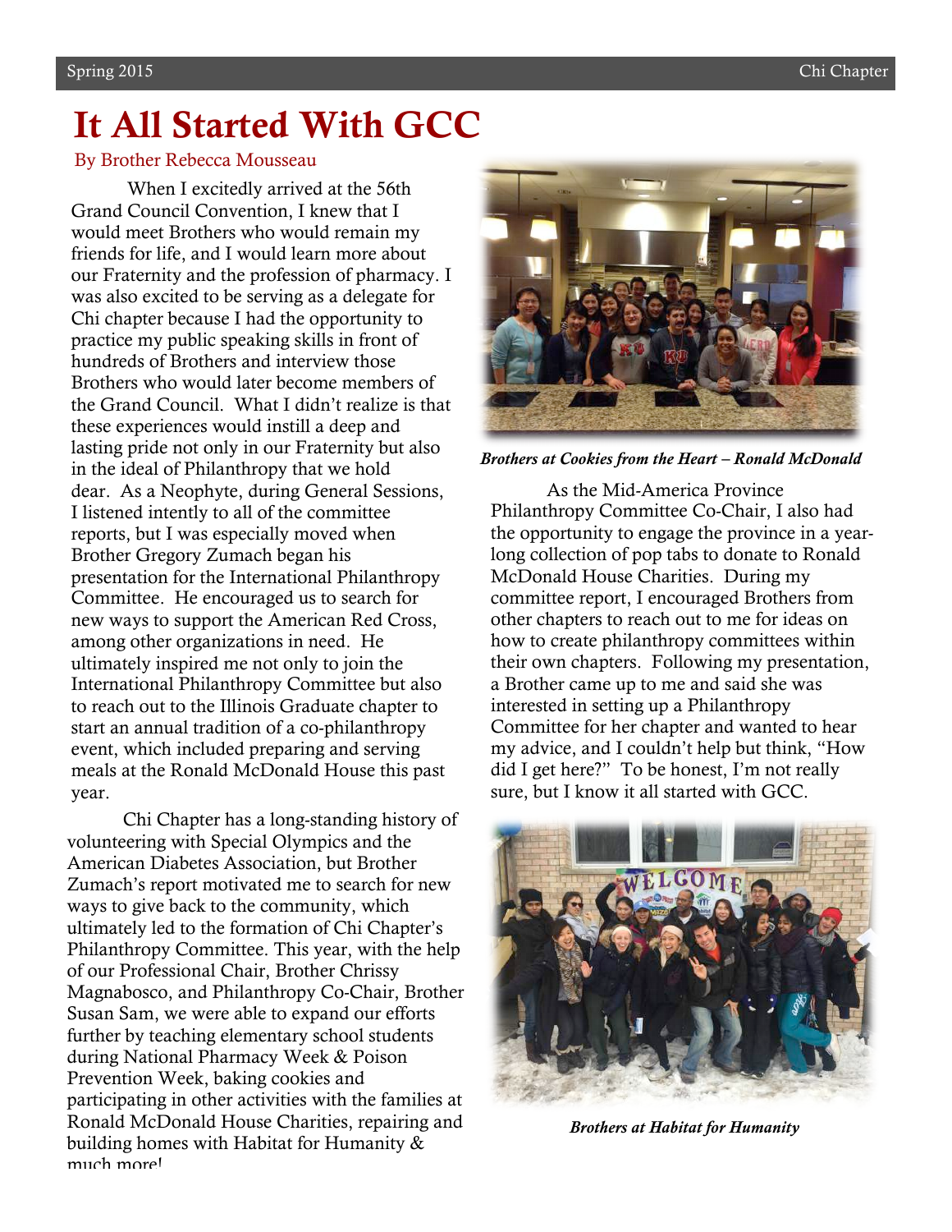# It All Started With GCC

By Brother Rebecca Mousseau

When I excitedly arrived at the 56th Grand Council Convention, I knew that I would meet Brothers who would remain my friends for life, and I would learn more about our Fraternity and the profession of pharmacy. I was also excited to be serving as a delegate for Chi chapter because I had the opportunity to practice my public speaking skills in front of hundreds of Brothers and interview those Brothers who would later become members of the Grand Council. What I didn't realize is that these experiences would instill a deep and lasting pride not only in our Fraternity but also in the ideal of Philanthropy that we hold dear. As a Neophyte, during General Sessions, I listened intently to all of the committee reports, but I was especially moved when Brother Gregory Zumach began his presentation for the International Philanthropy Committee. He encouraged us to search for new ways to support the American Red Cross, among other organizations in need. He ultimately inspired me not only to join the International Philanthropy Committee but also to reach out to the Illinois Graduate chapter to start an annual tradition of a co-philanthropy event, which included preparing and serving meals at the Ronald McDonald House this past year.

Chi Chapter has a long-standing history of volunteering with Special Olympics and the American Diabetes Association, but Brother Zumach's report motivated me to search for new ways to give back to the community, which ultimately led to the formation of Chi Chapter's Philanthropy Committee. This year, with the help of our Professional Chair, Brother Chrissy Magnabosco, and Philanthropy Co-Chair, Brother Susan Sam, we were able to expand our efforts further by teaching elementary school students during National Pharmacy Week & Poison Prevention Week, baking cookies and participating in other activities with the families at Ronald McDonald House Charities, repairing and building homes with Habitat for Humanity & much more!

*Brothers at Cookies from the Heart – Ronald McDonald*

As the Mid-America Province Philanthropy Committee Co-Chair, I also had the opportunity to engage the province in a year-long collection of pop tabs to donate to Ronald McDonald House Charities. During my committee report, I encouraged Brothers from other chapters to reach out to me for ideas on how to create philanthropy committees within their own chapters. Following my presentation, a Brother came up to me and said she was interested in setting up a Philanthropy Committee for her chapter and wanted to hear my advice, and I couldn't help but think, "How did I get here?" To be honest, I'm not really sure, but I know it all started with GCC.

*Brothers at Habitat for Humanity*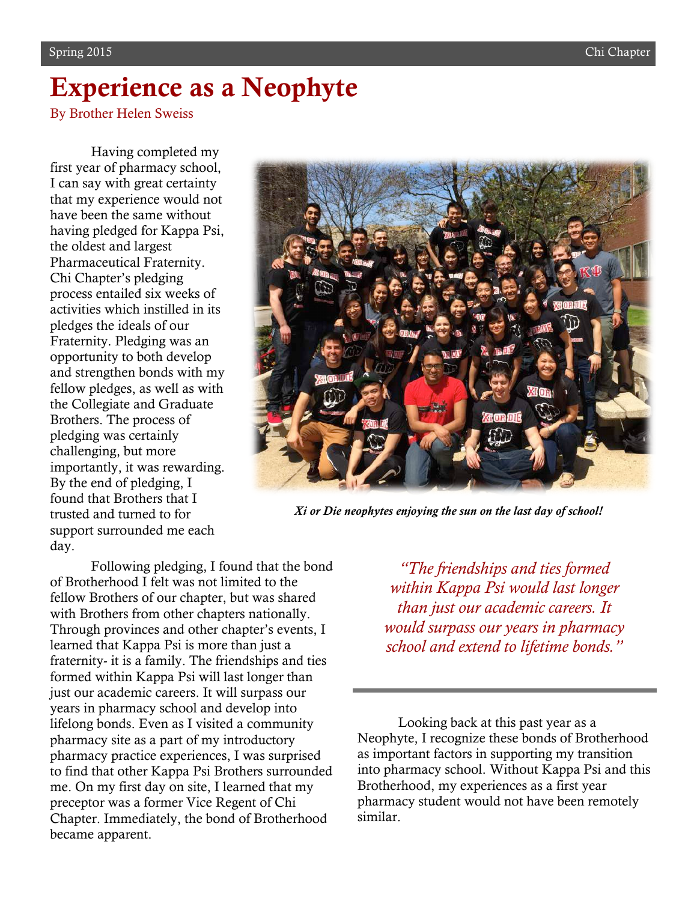# Experience as a Neophyte

By Brother Helen Sweiss

Having completed my first year of pharmacy school, I can say with great certainty that my experience would not have been the same without having pledged for Kappa Psi, the oldest and largest Pharmaceutical Fraternity. Chi Chapter's pledging process entailed six weeks of activities which instilled in its pledges the ideals of our Fraternity. Pledging was an opportunity to both develop and strengthen bonds with my fellow pledges, as well as with the Collegiate and Graduate Brothers. The process of pledging was certainly challenging, but more importantly, it was rewarding. By the end of pledging, I found that Brothers that I trusted and turned to for support surrounded me each day.

*Xi or Die neophytes enjoying the sun on the last day of school!*

Following pledging, I found that the bond of Brotherhood I felt was not limited to the fellow Brothers of our chapter, but was shared with Brothers from other chapters nationally. Through provinces and other chapter's events, I learned that Kappa Psi is more than just a fraternity- it is a family. The friendships and ties formed within Kappa Psi will last longer than just our academic careers. It will surpass our years in pharmacy school and develop into lifelong bonds. Even as I visited a community pharmacy site as a part of my introductory pharmacy practice experiences, I was surprised to find that other Kappa Psi Brothers surrounded me. On my first day on site, I learned that my preceptor was a former Vice Regent of Chi Chapter. Immediately, the bond of Brotherhood became apparent.

*"The friendships and ties formed within Kappa Psi would last longer than just our academic careers. It would surpass our years in pharmacy school and extend to lifetime bonds."*

Looking back at this past year as a Neophyte, I recognize these bonds of Brotherhood as important factors in supporting my transition into pharmacy school. Without Kappa Psi and this Brotherhood, my experiences as a first year pharmacy student would not have been remotely similar.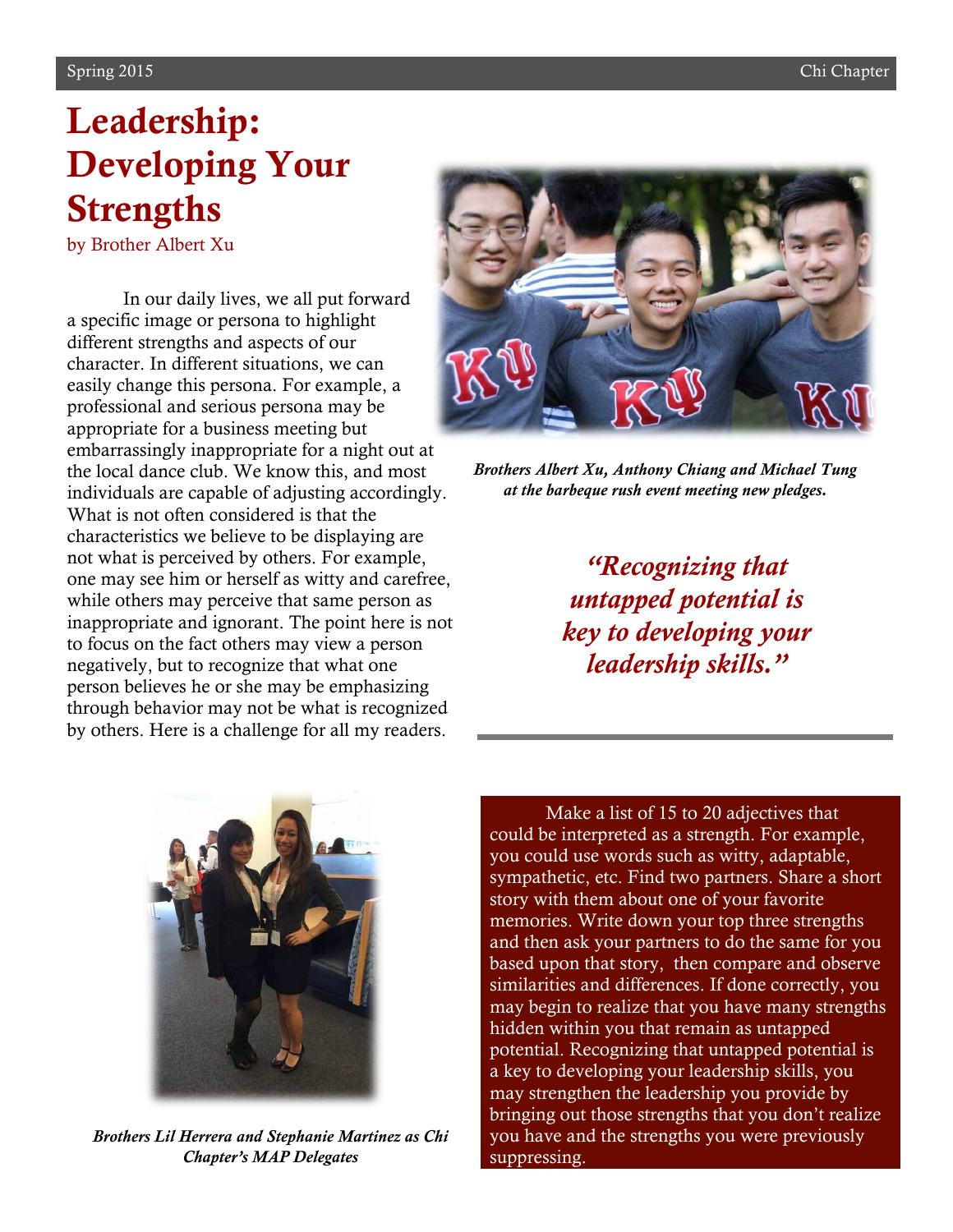# Leadership: Developing Your Strengths

by Brother Albert Xu

In our daily lives, we all put forward a specific image or persona to highlight different strengths and aspects of our character. In different situations, we can easily change this persona. For example, a professional and serious persona may be appropriate for a business meeting but embarrassingly inappropriate for a night out at the local dance club. We know this, and most individuals are capable of adjusting accordingly. What is not often considered is that the characteristics we believe to be displaying are not what is perceived by others. For example, one may see him or herself as witty and carefree, while others may perceive that same person as inappropriate and ignorant. The point here is not to focus on the fact others may view a person negatively, but to recognize that what one person believes he or she may be emphasizing through behavior may not be what is recognized by others. Here is a challenge for all my readers.

*Brothers Albert Xu, Anthony Chiang and Michael Tung at the barbeque rush event meeting new pledges.*

> *"Recognizing that untapped potential is key to developing your leadership skills."*

Make a list of 15 to 20 adjectives that could be interpreted as a strength. For example, you could use words such as witty, adaptable, sympathetic, etc. Find two partners. Share a short story with them about one of your favorite memories. Write down your top three strengths and then ask your partners to do the same for you based upon that story, then compare and observe similarities and differences. If done correctly, you may begin to realize that you have many strengths hidden within you that remain as untapped potential. Recognizing that untapped potential is a key to developing your leadership skills, you may strengthen the leadership you provide by bringing out those strengths that you don't realize you have and the strengths you were previously suppressing.

*Brothers Lil Herrera and Stephanie Martinez as Chi Chapter's MAP Delegates*